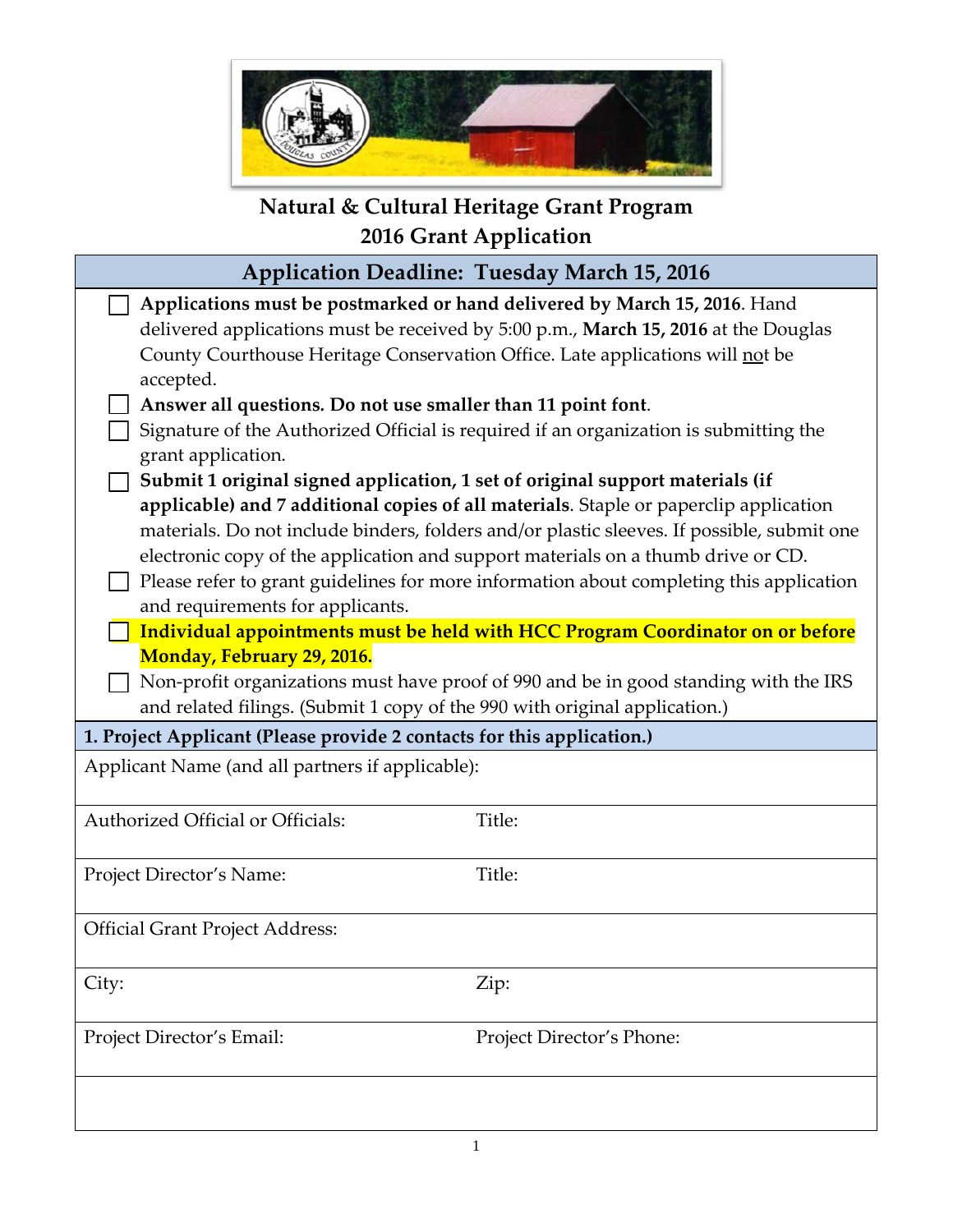# Natural & Cultural Heritage Grant Program
# 2016 Grant Application

## Application Deadline: Tuesday March 15, 2016

- ☐ **Applications must be postmarked or hand delivered by March 15, 2016**. Hand delivered applications must be received by 5:00 p.m., **March 15, 2016** at the Douglas County Courthouse Heritage Conservation Office. Late applications will not be accepted.
- ☐ **Answer all questions. Do not use smaller than 11 point font**.
- ☐ Signature of the Authorized Official is required if an organization is submitting the grant application.
- ☐ **Submit 1 original signed application, 1 set of original support materials (if applicable) and 7 additional copies of all materials**. Staple or paperclip application materials. Do not include binders, folders and/or plastic sleeves. If possible, submit one electronic copy of the application and support materials on a thumb drive or CD.
- ☐ Please refer to grant guidelines for more information about completing this application and requirements for applicants.
- ☐ **Individual appointments must be held with HCC Program Coordinator on or before Monday, February 29, 2016.**
- ☐ Non-profit organizations must have proof of 990 and be in good standing with the IRS and related filings. (Submit 1 copy of the 990 with original application.)

### 1. Project Applicant (Please provide 2 contacts for this application.)

| Applicant Name (and all partners if applicable): | |
|---|---|
| Authorized Official or Officials: | Title: |
| Project Director's Name: | Title: |
| Official Grant Project Address: | |
| City: | Zip: |
| Project Director's Email: | Project Director's Phone: |
| | |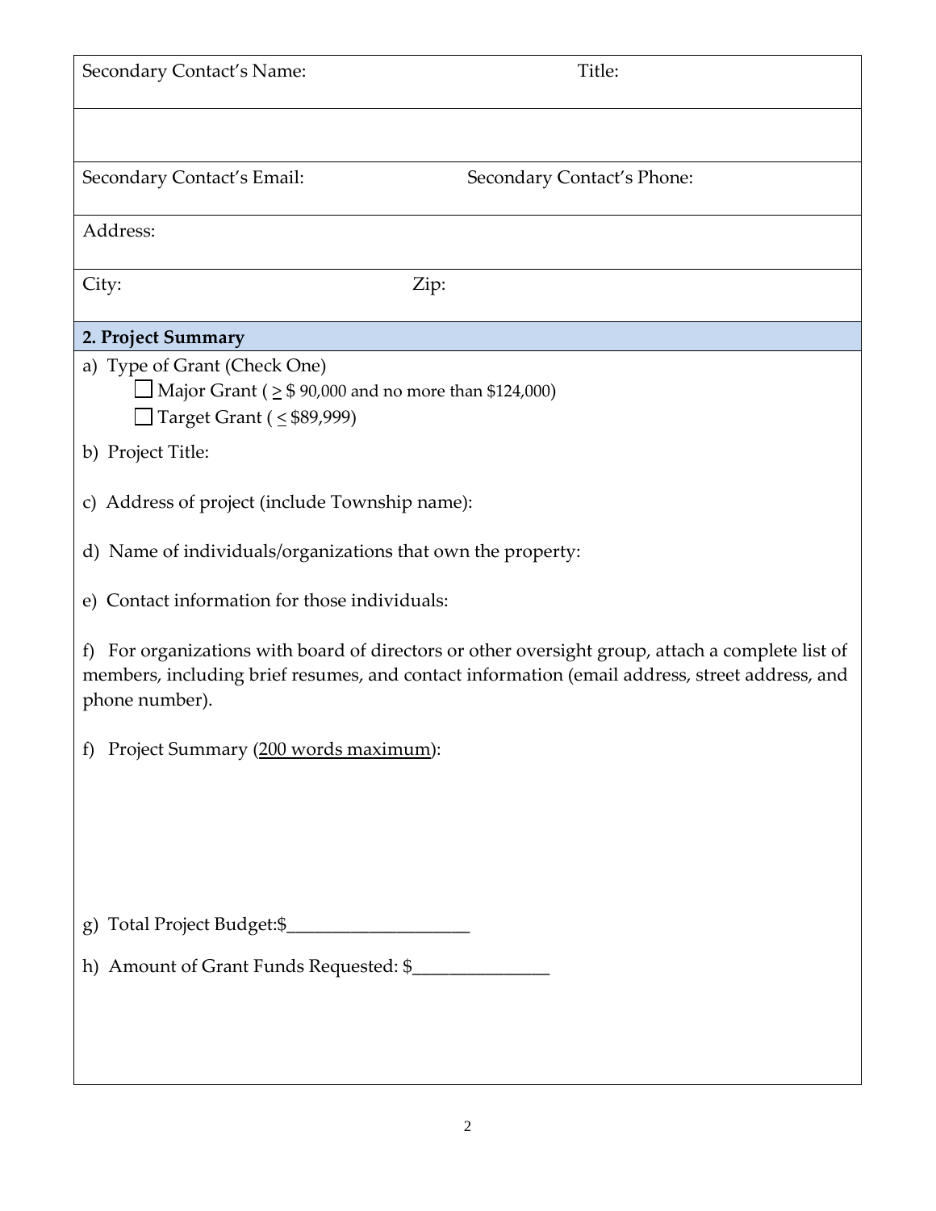| Secondary Contact's Name: | Title: |
|---|---|
| | |
| Secondary Contact's Email: | Secondary Contact's Phone: |
| Address: | |
| City: | Zip: |

## 2. Project Summary

a) Type of Grant (Check One)

- ☐ Major Grant ( ≥ $ 90,000 and no more than $124,000)
- ☐ Target Grant ( ≤ $89,999)

b) Project Title:

c) Address of project (include Township name):

d) Name of individuals/organizations that own the property:

e) Contact information for those individuals:

f) For organizations with board of directors or other oversight group, attach a complete list of members, including brief resumes, and contact information (email address, street address, and phone number).

f) Project Summary (200 words maximum):

g) Total Project Budget:$___________________

h) Amount of Grant Funds Requested: $______________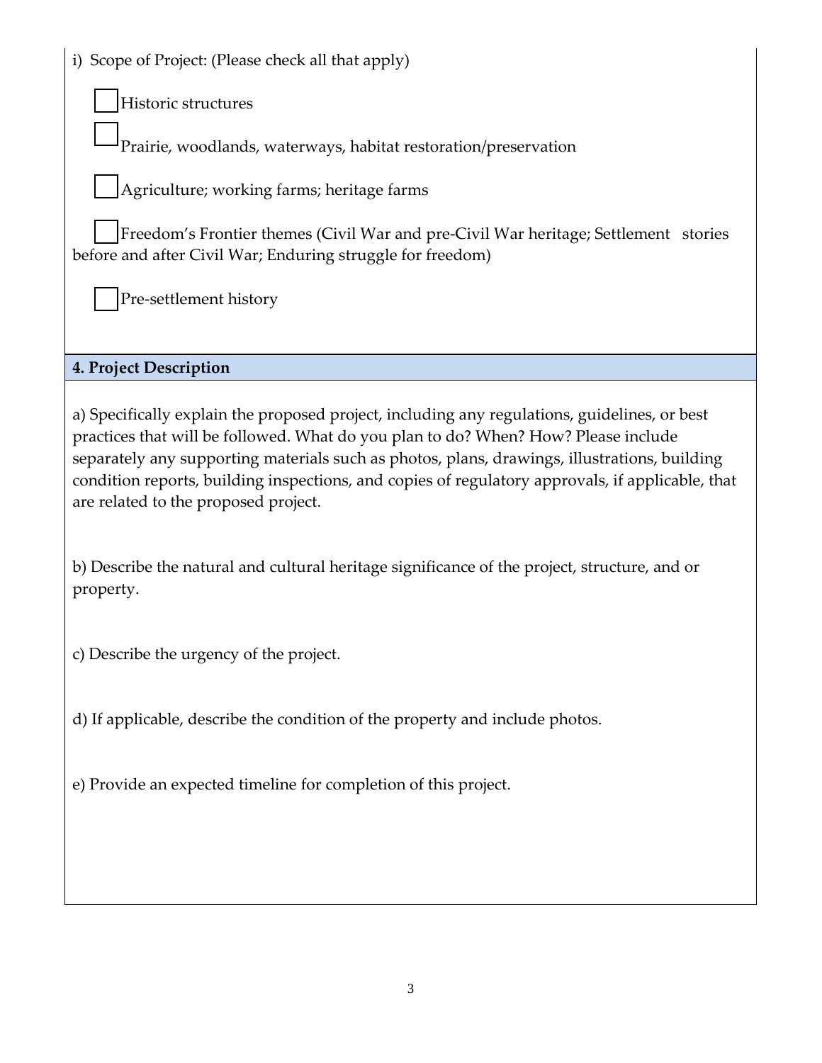i) Scope of Project: (Please check all that apply)

- [ ] Historic structures
- [ ] Prairie, woodlands, waterways, habitat restoration/preservation
- [ ] Agriculture; working farms; heritage farms
- [ ] Freedom's Frontier themes (Civil War and pre-Civil War heritage; Settlement stories before and after Civil War; Enduring struggle for freedom)
- [ ] Pre-settlement history

## 4. Project Description

a) Specifically explain the proposed project, including any regulations, guidelines, or best practices that will be followed. What do you plan to do? When? How? Please include separately any supporting materials such as photos, plans, drawings, illustrations, building condition reports, building inspections, and copies of regulatory approvals, if applicable, that are related to the proposed project.

b) Describe the natural and cultural heritage significance of the project, structure, and or property.

c) Describe the urgency of the project.

d) If applicable, describe the condition of the property and include photos.

e) Provide an expected timeline for completion of this project.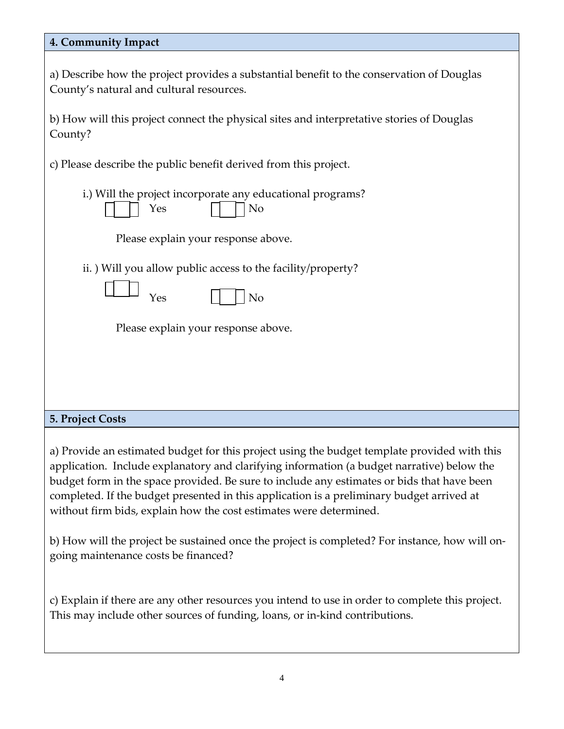## 4. Community Impact

a) Describe how the project provides a substantial benefit to the conservation of Douglas County's natural and cultural resources.

b) How will this project connect the physical sites and interpretative stories of Douglas County?

c) Please describe the public benefit derived from this project.

i.) Will the project incorporate any educational programs?

☐ Yes ☐ No

Please explain your response above.

ii. ) Will you allow public access to the facility/property?

☐ Yes ☐ No

Please explain your response above.

## 5. Project Costs

a) Provide an estimated budget for this project using the budget template provided with this application. Include explanatory and clarifying information (a budget narrative) below the budget form in the space provided. Be sure to include any estimates or bids that have been completed. If the budget presented in this application is a preliminary budget arrived at without firm bids, explain how the cost estimates were determined.

b) How will the project be sustained once the project is completed? For instance, how will on-going maintenance costs be financed?

c) Explain if there are any other resources you intend to use in order to complete this project. This may include other sources of funding, loans, or in-kind contributions.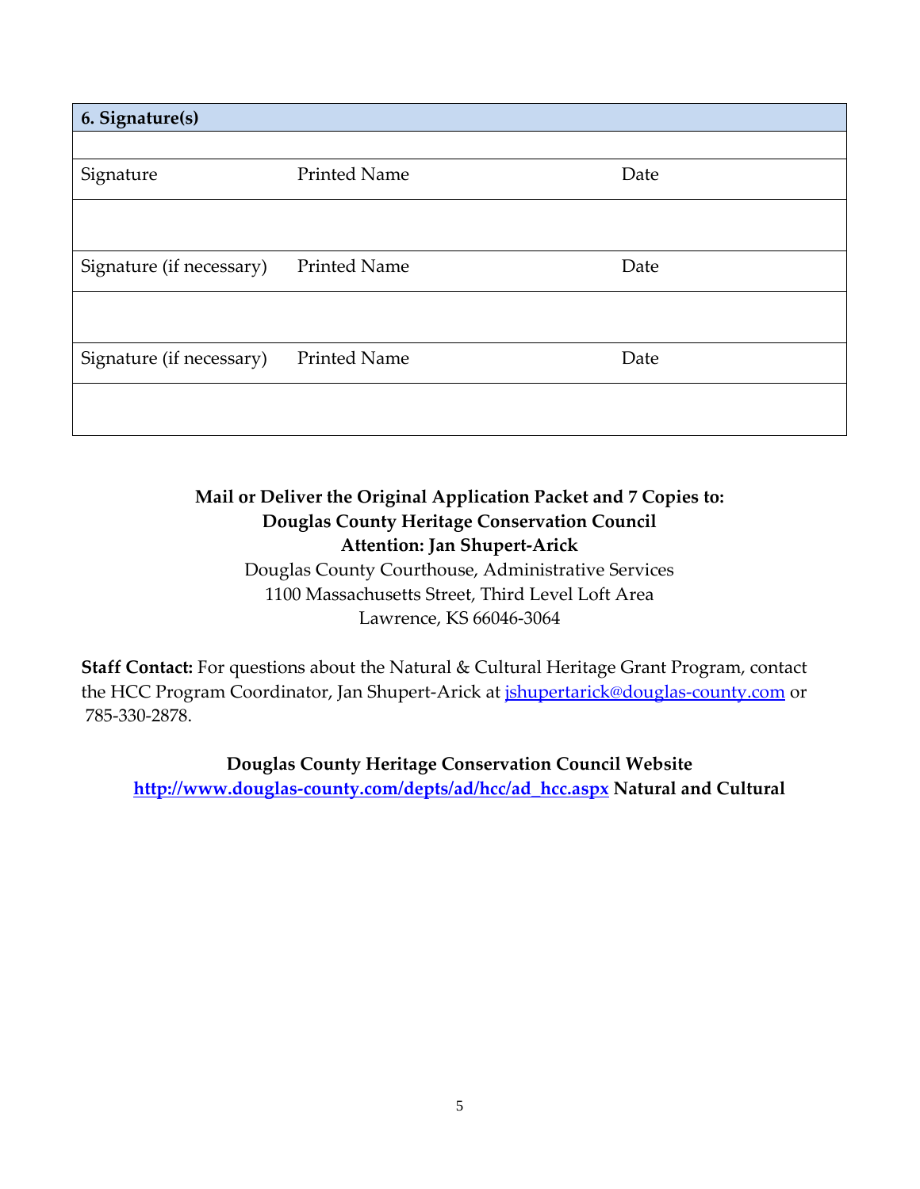| 6. Signature(s) | | |
|---|---|---|
| | | |
| Signature | Printed Name | Date |
| | | |
| Signature (if necessary) | Printed Name | Date |
| | | |
| Signature (if necessary) | Printed Name | Date |
| | | |

**Mail or Deliver the Original Application Packet and 7 Copies to:**
**Douglas County Heritage Conservation Council**
**Attention: Jan Shupert-Arick**
Douglas County Courthouse, Administrative Services
1100 Massachusetts Street, Third Level Loft Area
Lawrence, KS 66046-3064

**Staff Contact:** For questions about the Natural & Cultural Heritage Grant Program, contact the HCC Program Coordinator, Jan Shupert-Arick at jshupertarick@douglas-county.com or 785-330-2878.

**Douglas County Heritage Conservation Council Website**
**http://www.douglas-county.com/depts/ad/hcc/ad_hcc.aspx Natural and Cultural**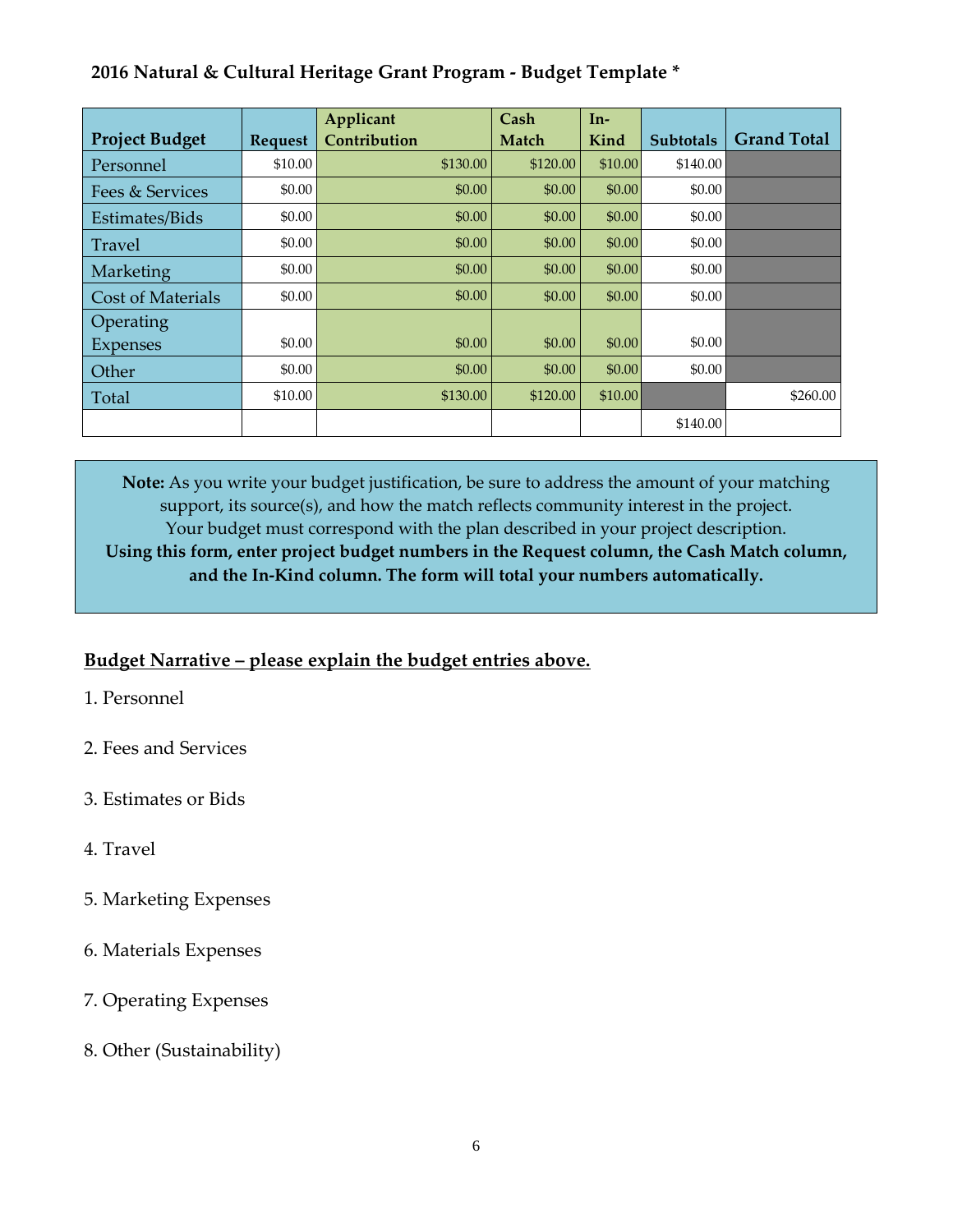**2016 Natural & Cultural Heritage Grant Program - Budget Template ***

| Project Budget | Request | Applicant Contribution | Cash Match | In-Kind | Subtotals | Grand Total |
|---|---|---|---|---|---|---|
| Personnel | $10.00 | $130.00 | $120.00 | $10.00 | $140.00 | |
| Fees & Services | $0.00 | $0.00 | $0.00 | $0.00 | $0.00 | |
| Estimates/Bids | $0.00 | $0.00 | $0.00 | $0.00 | $0.00 | |
| Travel | $0.00 | $0.00 | $0.00 | $0.00 | $0.00 | |
| Marketing | $0.00 | $0.00 | $0.00 | $0.00 | $0.00 | |
| Cost of Materials | $0.00 | $0.00 | $0.00 | $0.00 | $0.00 | |
| Operating Expenses | $0.00 | $0.00 | $0.00 | $0.00 | $0.00 | |
| Other | $0.00 | $0.00 | $0.00 | $0.00 | $0.00 | |
| Total | $10.00 | $130.00 | $120.00 | $10.00 | | $260.00 |
| | | | | | $140.00 | |

**Note:** As you write your budget justification, be sure to address the amount of your matching support, its source(s), and how the match reflects community interest in the project. Your budget must correspond with the plan described in your project description.
**Using this form, enter project budget numbers in the Request column, the Cash Match column, and the In-Kind column. The form will total your numbers automatically.**

**Budget Narrative – please explain the budget entries above.**

1. Personnel

2. Fees and Services

3. Estimates or Bids

4. Travel

5. Marketing Expenses

6. Materials Expenses

7. Operating Expenses

8. Other (Sustainability)